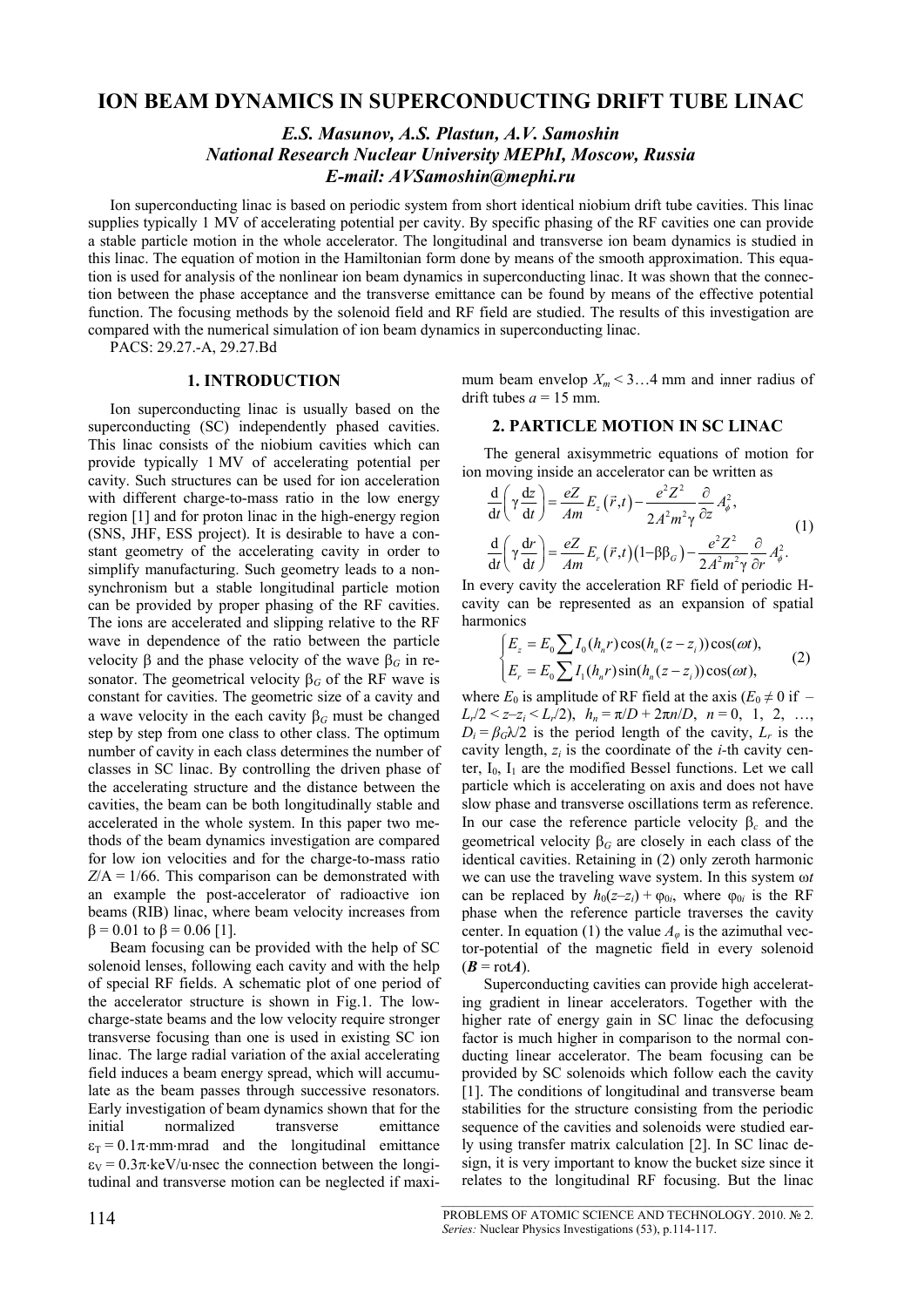# ION BEAM DYNAMICS IN SUPERCONDUCTING DRIFT TUBE LINAC

***E.S. Masunov, A.S. Plastun, A.V. Samoshin***
***National Research Nuclear University MEPhI, Moscow, Russia***
***E-mail: AVSamoshin@mephi.ru***

Ion superconducting linac is based on periodic system from short identical niobium drift tube cavities. This linac supplies typically 1 MV of accelerating potential per cavity. By specific phasing of the RF cavities one can provide a stable particle motion in the whole accelerator. The longitudinal and transverse ion beam dynamics is studied in this linac. The equation of motion in the Hamiltonian form done by means of the smooth approximation. This equation is used for analysis of the nonlinear ion beam dynamics in superconducting linac. It was shown that the connection between the phase acceptance and the transverse emittance can be found by means of the effective potential function. The focusing methods by the solenoid field and RF field are studied. The results of this investigation are compared with the numerical simulation of ion beam dynamics in superconducting linac.

PACS: 29.27.-A, 29.27.Bd

## 1. INTRODUCTION

Ion superconducting linac is usually based on the superconducting (SC) independently phased cavities. This linac consists of the niobium cavities which can provide typically 1 MV of accelerating potential per cavity. Such structures can be used for ion acceleration with different charge-to-mass ratio in the low energy region [1] and for proton linac in the high-energy region (SNS, JHF, ESS project). It is desirable to have a constant geometry of the accelerating cavity in order to simplify manufacturing. Such geometry leads to a non-synchronism but a stable longitudinal particle motion can be provided by proper phasing of the RF cavities. The ions are accelerated and slipping relative to the RF wave in dependence of the ratio between the particle velocity $\beta$ and the phase velocity of the wave $\beta_G$ in resonator. The geometrical velocity $\beta_G$ of the RF wave is constant for cavities. The geometric size of a cavity and a wave velocity in the each cavity $\beta_G$ must be changed step by step from one class to other class. The optimum number of cavity in each class determines the number of classes in SC linac. By controlling the driven phase of the accelerating structure and the distance between the cavities, the beam can be both longitudinally stable and accelerated in the whole system. In this paper two methods of the beam dynamics investigation are compared for low ion velocities and for the charge-to-mass ratio $Z/A = 1/66$. This comparison can be demonstrated with an example the post-accelerator of radioactive ion beams (RIB) linac, where beam velocity increases from $\beta = 0.01$ to $\beta = 0.06$ [1].

Beam focusing can be provided with the help of SC solenoid lenses, following each cavity and with the help of special RF fields. A schematic plot of one period of the accelerator structure is shown in Fig.1. The low-charge-state beams and the low velocity require stronger transverse focusing than one is used in existing SC ion linac. The large radial variation of the axial accelerating field induces a beam energy spread, which will accumulate as the beam passes through successive resonators. Early investigation of beam dynamics shown that for the initial normalized transverse emittance $\varepsilon_T = 0.1\pi{\cdot}$mm·mrad and the longitudinal emittance $\varepsilon_V = 0.3\pi{\cdot}$keV/u·nsec the connection between the longitudinal and transverse motion can be neglected if maximum beam envelop $X_m < 3…4$ mm and inner radius of drift tubes $a = 15$ mm.

## 2. PARTICLE MOTION IN SC LINAC

The general axisymmetric equations of motion for ion moving inside an accelerator can be written as

$$\begin{aligned} \frac{\mathrm{d}}{\mathrm{d}t}\left(\gamma\frac{\mathrm{d}z}{\mathrm{d}t}\right) &= \frac{eZ}{Am}E_z\left(\vec{r},t\right) - \frac{e^2Z^2}{2A^2m^2\gamma}\frac{\partial}{\partial z}A_\varphi^2, \\ \frac{\mathrm{d}}{\mathrm{d}t}\left(\gamma\frac{\mathrm{d}r}{\mathrm{d}t}\right) &= \frac{eZ}{Am}E_r\left(\vec{r},t\right)\left(1-\beta\beta_G\right) - \frac{e^2Z^2}{2A^2m^2\gamma}\frac{\partial}{\partial r}A_\varphi^2. \end{aligned} \tag{1}$$

In every cavity the acceleration RF field of periodic H-cavity can be represented as an expansion of spatial harmonics

$$\begin{cases} E_z = E_0\sum I_0(h_n r)\cos(h_n(z-z_i))\cos(\omega t), \\ E_r = E_0\sum I_1(h_n r)\sin(h_n(z-z_i))\cos(\omega t), \end{cases} \tag{2}$$

where $E_0$ is amplitude of RF field at the axis ($E_0 \neq 0$ if $-L_r/2 < z-z_i < L_r/2$), $h_n = \pi/D + 2\pi n/D$, $n = 0, 1, 2, …$, $D_i = \beta_G\lambda/2$ is the period length of the cavity, $L_r$ is the cavity length, $z_i$ is the coordinate of the $i$-th cavity center, $I_0$, $I_1$ are the modified Bessel functions. Let we call particle which is accelerating on axis and does not have slow phase and transverse oscillations term as reference. In our case the reference particle velocity $\beta_c$ and the geometrical velocity $\beta_G$ are closely in each class of the identical cavities. Retaining in (2) only zeroth harmonic we can use the traveling wave system. In this system $\omega t$ can be replaced by $h_0(z-z_i) + \varphi_{0i}$, where $\varphi_{0i}$ is the RF phase when the reference particle traverses the cavity center. In equation (1) the value $A_\varphi$ is the azimuthal vector-potential of the magnetic field in every solenoid ($\boldsymbol{B} = \mathrm{rot}\boldsymbol{A}$).

Superconducting cavities can provide high accelerating gradient in linear accelerators. Together with the higher rate of energy gain in SC linac the defocusing factor is much higher in comparison to the normal conducting linear accelerator. The beam focusing can be provided by SC solenoids which follow each the cavity [1]. The conditions of longitudinal and transverse beam stabilities for the structure consisting from the periodic sequence of the cavities and solenoids were studied early using transfer matrix calculation [2]. In SC linac design, it is very important to know the bucket size since it relates to the longitudinal RF focusing. But the linac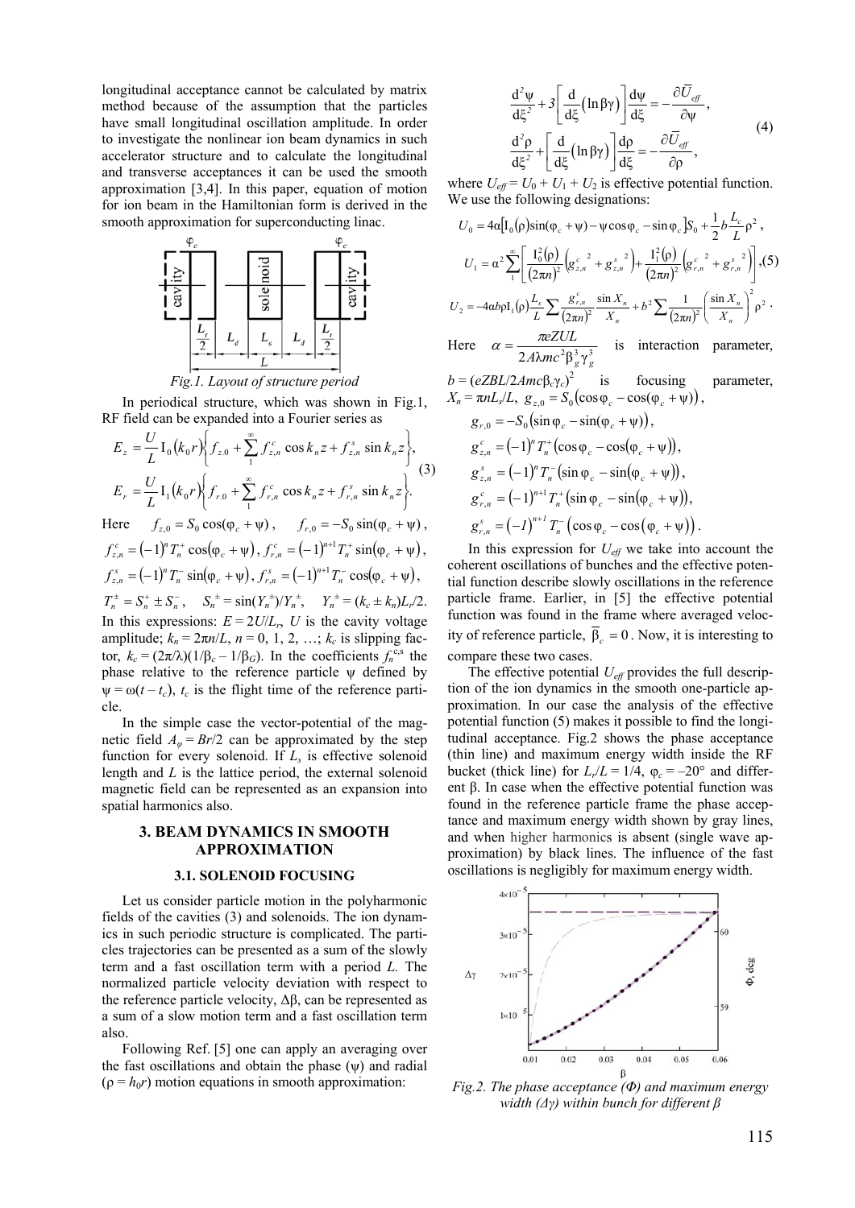longitudinal acceptance cannot be calculated by matrix method because of the assumption that the particles have small longitudinal oscillation amplitude. In order to investigate the nonlinear ion beam dynamics in such accelerator structure and to calculate the longitudinal and transverse acceptances it can be used the smooth approximation [3,4]. In this paper, equation of motion for ion beam in the Hamiltonian form is derived in the smooth approximation for superconducting linac.

*Fig.1. Layout of structure period*

In periodical structure, which was shown in Fig.1, RF field can be expanded into a Fourier series as

$$
\begin{aligned}
E_z &= \frac{U}{L}\,\mathrm{I}_0(k_0 r)\left\{ f_{z,0} + \sum_1^{\infty} f_{z,n}^c \cos k_n z + f_{z,n}^s \sin k_n z \right\},\\
E_r &= \frac{U}{L}\,\mathrm{I}_1(k_0 r)\left\{ f_{r,0} + \sum_1^{\infty} f_{r,n}^c \cos k_n z + f_{r,n}^s \sin k_n z \right\}.
\end{aligned}
\tag{3}
$$

Here $f_{z,0} = S_0\cos(\varphi_c+\psi)$, $f_{r,0} = -S_0\sin(\varphi_c+\psi)$, $f_{z,n}^c = (-1)^n T_n^+ \cos(\varphi_c+\psi)$, $f_{r,n}^c = (-1)^{n+1} T_n^+ \sin(\varphi_c+\psi)$, $f_{z,n}^s = (-1)^n T_n^- \sin(\varphi_c+\psi)$, $f_{r,n}^s = (-1)^{n+1} T_n^- \cos(\varphi_c+\psi)$, $T_n^{\pm} = S_n^+ \pm S_n^-$, $S_n^{\pm} = \sin(Y_n^{\pm})/Y_n^{\pm}$, $Y_n^{\pm} = (k_c \pm k_n)L_r/2$. In this expressions: $E = 2U/L_r$, $U$ is the cavity voltage amplitude; $k_n = 2\pi n/L$, $n = 0, 1, 2, \ldots$; $k_c$ is slipping factor, $k_c = (2\pi/\lambda)(1/\beta_c - 1/\beta_G)$. In the coefficients $f_n^{c,s}$ the phase relative to the reference particle $\psi$ defined by $\psi = \omega(t - t_c)$, $t_c$ is the flight time of the reference particle.

In the simple case the vector-potential of the magnetic field $A_\varphi = Br/2$ can be approximated by the step function for every solenoid. If $L_s$ is effective solenoid length and $L$ is the lattice period, the external solenoid magnetic field can be represented as an expansion into spatial harmonics also.

## 3. BEAM DYNAMICS IN SMOOTH APPROXIMATION

### 3.1. SOLENOID FOCUSING

Let us consider particle motion in the polyharmonic fields of the cavities (3) and solenoids. The ion dynamics in such periodic structure is complicated. The particles trajectories can be presented as a sum of the slowly term and a fast oscillation term with a period $L$. The normalized particle velocity deviation with respect to the reference particle velocity, $\Delta\beta$, can be represented as a sum of a slow motion term and a fast oscillation term also.

Following Ref. [5] one can apply an averaging over the fast oscillations and obtain the phase ($\psi$) and radial ($\rho = h_0 r$) motion equations in smooth approximation:

$$
\begin{aligned}
\frac{d^2\psi}{d\xi^2} + 3\left[\frac{d}{d\xi}(\ln\beta\gamma)\right]\frac{d\psi}{d\xi} &= -\frac{\partial \overline{U}_{eff}}{\partial\psi},\\
\frac{d^2\rho}{d\xi^2} + \left[\frac{d}{d\xi}(\ln\beta\gamma)\right]\frac{d\rho}{d\xi} &= -\frac{\partial \overline{U}_{eff}}{\partial\rho},
\end{aligned}
\tag{4}
$$

where $U_{eff} = U_0 + U_1 + U_2$ is effective potential function. We use the following designations:

$$
\begin{aligned}
U_0 &= 4\alpha\left[\mathrm{I}_0(\rho)\sin(\varphi_c+\psi) - \psi\cos\varphi_c - \sin\varphi_c\right]S_0 + \frac{1}{2}b\frac{L_c}{L}\rho^2,\\
U_1 &= \alpha^2\sum_1^{\infty}\left[\frac{\mathrm{I}_0^2(\rho)}{(2\pi n)^2}\left(g_{z,n}^{c\ 2} + g_{z,n}^{s\ 2}\right) + \frac{\mathrm{I}_1^2(\rho)}{(2\pi n)^2}\left(g_{r,n}^{c\ 2} + g_{r,n}^{s\ 2}\right)\right],\\
U_2 &= -4\alpha b\rho\,\mathrm{I}_1(\rho)\frac{L_s}{L}\sum\frac{g_{r,n}^c}{(2\pi n)^2}\frac{\sin X_n}{X_n} + b^2\sum\frac{1}{(2\pi n)^2}\left(\frac{\sin X_n}{X_n}\right)^2\rho^2.
\end{aligned}
\tag{5}
$$

Here $\alpha = \dfrac{\pi eZUL}{2A\lambda mc^2\beta_g^3\gamma_g^3}$ is interaction parameter, $b = (eZBL/2Amc\beta_c\gamma_c)^2$ is focusing parameter, $X_n = \pi nL_s/L$, $g_{z,0} = S_0(\cos\varphi_c - \cos(\varphi_c+\psi))$, $g_{r,0} = -S_0(\sin\varphi_c - \sin(\varphi_c+\psi))$, $g_{z,n}^c = (-1)^n T_n^+(\cos\varphi_c - \cos(\varphi_c+\psi))$, $g_{z,n}^s = (-1)^n T_n^-(\sin\varphi_c - \sin(\varphi_c+\psi))$, $g_{r,n}^c = (-1)^{n+1} T_n^+(\sin\varphi_c - \sin(\varphi_c+\psi))$, $g_{r,n}^s = (-1)^{n+1} T_n^-(\cos\varphi_c - \cos(\varphi_c+\psi))$.

In this expression for $U_{eff}$ we take into account the coherent oscillations of bunches and the effective potential function describe slowly oscillations in the reference particle frame. Earlier, in [5] the effective potential function was found in the frame where averaged velocity of reference particle, $\overline{\beta_c} = 0$. Now, it is interesting to compare these two cases.

The effective potential $U_{eff}$ provides the full description of the ion dynamics in the smooth one-particle approximation. In our case the analysis of the effective potential function (5) makes it possible to find the longitudinal acceptance. Fig.2 shows the phase acceptance (thin line) and maximum energy width inside the RF bucket (thick line) for $L_r/L = 1/4$, $\varphi_c = -20°$ and different $\beta$. In case when the effective potential function was found in the reference particle frame the phase acceptance and maximum energy width shown by gray lines, and when higher harmonics is absent (single wave approximation) by black lines. The influence of the fast oscillations is negligibly for maximum energy width.

*Fig.2. The phase acceptance (Φ) and maximum energy width (Δγ) within bunch for different β*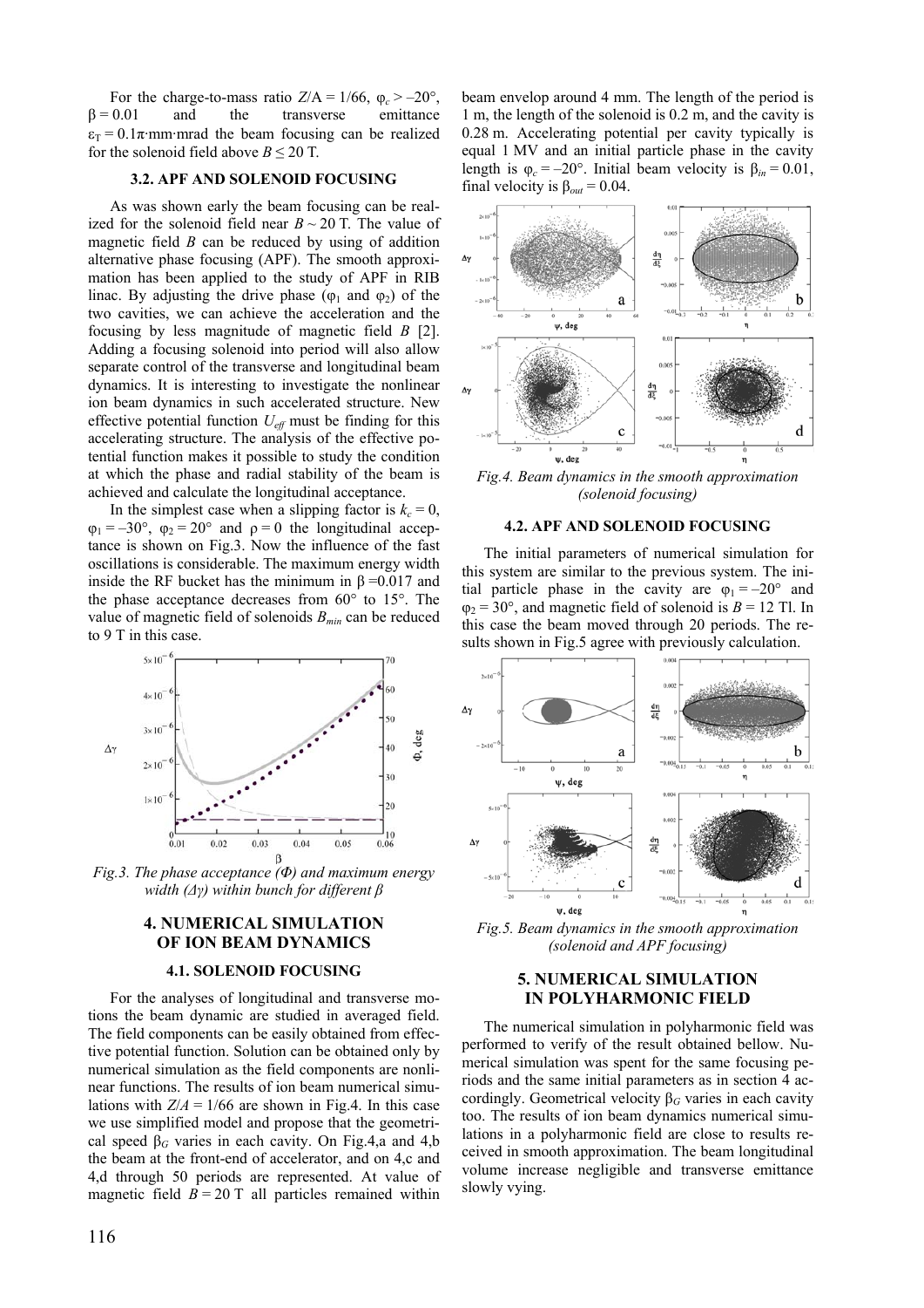For the charge-to-mass ratio $Z/A = 1/66$, $\varphi_c > -20°$, $\beta = 0.01$ and the transverse emittance $\varepsilon_T = 0.1\pi$·mm·mrad the beam focusing can be realized for the solenoid field above $B \leq 20$ T.

### 3.2. APF AND SOLENOID FOCUSING

As was shown early the beam focusing can be realized for the solenoid field near $B \sim 20$ T. The value of magnetic field $B$ can be reduced by using of addition alternative phase focusing (APF). The smooth approximation has been applied to the study of APF in RIB linac. By adjusting the drive phase ($\varphi_1$ and $\varphi_2$) of the two cavities, we can achieve the acceleration and the focusing by less magnitude of magnetic field $B$ [2]. Adding a focusing solenoid into period will also allow separate control of the transverse and longitudinal beam dynamics. It is interesting to investigate the nonlinear ion beam dynamics in such accelerated structure. New effective potential function $U_{eff}$ must be finding for this accelerating structure. The analysis of the effective potential function makes it possible to study the condition at which the phase and radial stability of the beam is achieved and calculate the longitudinal acceptance.

In the simplest case when a slipping factor is $k_c = 0$, $\varphi_1 = -30°$, $\varphi_2 = 20°$ and $\rho = 0$ the longitudinal acceptance is shown on Fig.3. Now the influence of the fast oscillations is considerable. The maximum energy width inside the RF bucket has the minimum in $\beta = 0.017$ and the phase acceptance decreases from 60° to 15°. The value of magnetic field of solenoids $B_{min}$ can be reduced to 9 T in this case.

*Fig.3. The phase acceptance (Φ) and maximum energy width (Δγ) within bunch for different β*

## 4. NUMERICAL SIMULATION OF ION BEAM DYNAMICS

### 4.1. SOLENOID FOCUSING

For the analyses of longitudinal and transverse motions the beam dynamic are studied in averaged field. The field components can be easily obtained from effective potential function. Solution can be obtained only by numerical simulation as the field components are nonlinear functions. The results of ion beam numerical simulations with $Z/A = 1/66$ are shown in Fig.4. In this case we use simplified model and propose that the geometrical speed $\beta_G$ varies in each cavity. On Fig.4,a and 4,b the beam at the front-end of accelerator, and on 4,c and 4,d through 50 periods are represented. At value of magnetic field $B = 20$ T all particles remained within beam envelop around 4 mm. The length of the period is 1 m, the length of the solenoid is 0.2 m, and the cavity is 0.28 m. Accelerating potential per cavity typically is equal 1 MV and an initial particle phase in the cavity length is $\varphi_c = -20°$. Initial beam velocity is $\beta_{in} = 0.01$, final velocity is $\beta_{out} = 0.04$.

*Fig.4. Beam dynamics in the smooth approximation (solenoid focusing)*

### 4.2. APF AND SOLENOID FOCUSING

The initial parameters of numerical simulation for this system are similar to the previous system. The initial particle phase in the cavity are $\varphi_1 = -20°$ and $\varphi_2 = 30°$, and magnetic field of solenoid is $B = 12$ Tl. In this case the beam moved through 20 periods. The results shown in Fig.5 agree with previously calculation.

*Fig.5. Beam dynamics in the smooth approximation (solenoid and APF focusing)*

## 5. NUMERICAL SIMULATION IN POLYHARMONIC FIELD

The numerical simulation in polyharmonic field was performed to verify of the result obtained bellow. Numerical simulation was spent for the same focusing periods and the same initial parameters as in section 4 accordingly. Geometrical velocity $\beta_G$ varies in each cavity too. The results of ion beam dynamics numerical simulations in a polyharmonic field are close to results received in smooth approximation. The beam longitudinal volume increase negligible and transverse emittance slowly vying.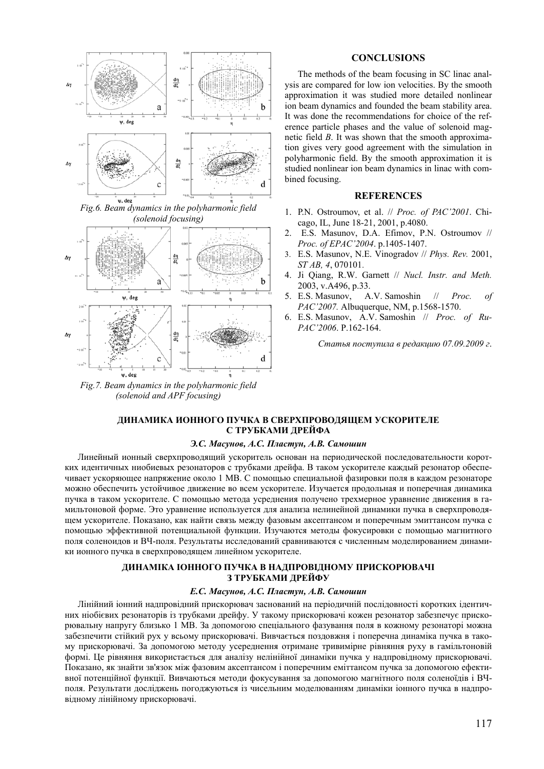Δγ

ψ, deg

a

$\frac{d\eta}{d\xi}$

η

b

Δγ

ψ, deg

c

$\frac{d\eta}{d\xi}$

η

d

*Fig.6. Beam dynamics in the polyharmonic field (solenoid focusing)*

Δγ

ψ, deg

a

$\frac{d\eta}{d\xi}$

η

b

Δγ

ψ, deg

c

$\frac{d\eta}{d\xi}$

η

d

*Fig.7. Beam dynamics in the polyharmonic field (solenoid and APF focusing)*

## CONCLUSIONS

The methods of the beam focusing in SC linac analysis are compared for low ion velocities. By the smooth approximation it was studied more detailed nonlinear ion beam dynamics and founded the beam stability area. It was done the recommendations for choice of the reference particle phases and the value of solenoid magnetic field *B*. It was shown that the smooth approximation gives very good agreement with the simulation in polyharmonic field. By the smooth approximation it is studied nonlinear ion beam dynamics in linac with combined focusing.

## REFERENCES

1. P.N. Ostroumov, et al. // *Proc. of PAC'2001*. Chicago, IL, June 18-21, 2001, p.4080.
2. E.S. Masunov, D.A. Efimov, P.N. Ostroumov // *Proc. of EPAC'2004*. p.1405-1407.
3. E.S. Masunov, N.E. Vinogradov // *Phys. Rev.* 2001, *ST AB, 4*, 070101.
4. Ji Qiang, R.W. Garnett // *Nucl. Instr. and Meth.* 2003, v.A496, p.33.
5. E.S. Masunov, A.V. Samoshin // *Proc. of PAC'2007.* Albuquerque, NM, p.1568-1570.
6. E.S. Masunov, A.V. Samoshin // *Proc. of RuPAC'2006*. P.162-164.

*Статья поступила в редакцию 07.09.2009 г.*

## ДИНАМИКА ИОННОГО ПУЧКА В СВЕРХПРОВОДЯЩЕМ УСКОРИТЕЛЕ С ТРУБКАМИ ДРЕЙФА

***Э.С. Масунов, А.С. Пластун, А.В. Самошин***

Линейный ионный сверхпроводящий ускоритель основан на периодической последовательности коротких идентичных ниобиевых резонаторов с трубками дрейфа. В таком ускорителе каждый резонатор обеспечивает ускоряющее напряжение около 1 МВ. С помощью специальной фазировки поля в каждом резонаторе можно обеспечить устойчивое движение во всем ускорителе. Изучается продольная и поперечная динамика пучка в таком ускорителе. С помощью метода усреднения получено трехмерное уравнение движения в гамильтоновой форме. Это уравнение используется для анализа нелинейной динамики пучка в сверхпроводящем ускорителе. Показано, как найти связь между фазовым аксептансом и поперечным эмиттансом пучка с помощью эффективной потенциальной функции. Изучаются методы фокусировки с помощью магнитного поля соленоидов и ВЧ-поля. Результаты исследований сравниваются с численным моделированием динамики ионного пучка в сверхпроводящем линейном ускорителе.

## ДИНАМІКА ІОННОГО ПУЧКА В НАДПРОВІДНОМУ ПРИСКОРЮВАЧІ З ТРУБКАМИ ДРЕЙФУ

***Е.С. Масунов, А.С. Пластун, А.В. Самошин***

Лінійний іонний надпровідний прискорювач заснований на періодичній послідовності коротких ідентичних ніобієвих резонаторів із трубками дрейфу. У такому прискорювачі кожен резонатор забезпечує прискорювальну напругу близько 1 МВ. За допомогою спеціального фазування поля в кожному резонаторі можна забезпечити стійкий рух у всьому прискорювачі. Вивчається поздовжня і поперечна динаміка пучка в такому прискорювачі. За допомогою методу усереднення отримане тривимірне рівняння руху в гамільтоновій формі. Це рівняння використається для аналізу нелінійної динаміки пучка у надпровідному прискорювачі. Показано, як знайти зв'язок між фазовим аксептансом і поперечним еміттансом пучка за допомогою ефективної потенційної функції. Вивчаються методи фокусування за допомогою магнітного поля соленоїдів і ВЧ-поля. Результати досліджень погоджуються із чисельним моделюванням динаміки іонного пучка в надпровідному лінійному прискорювачі.